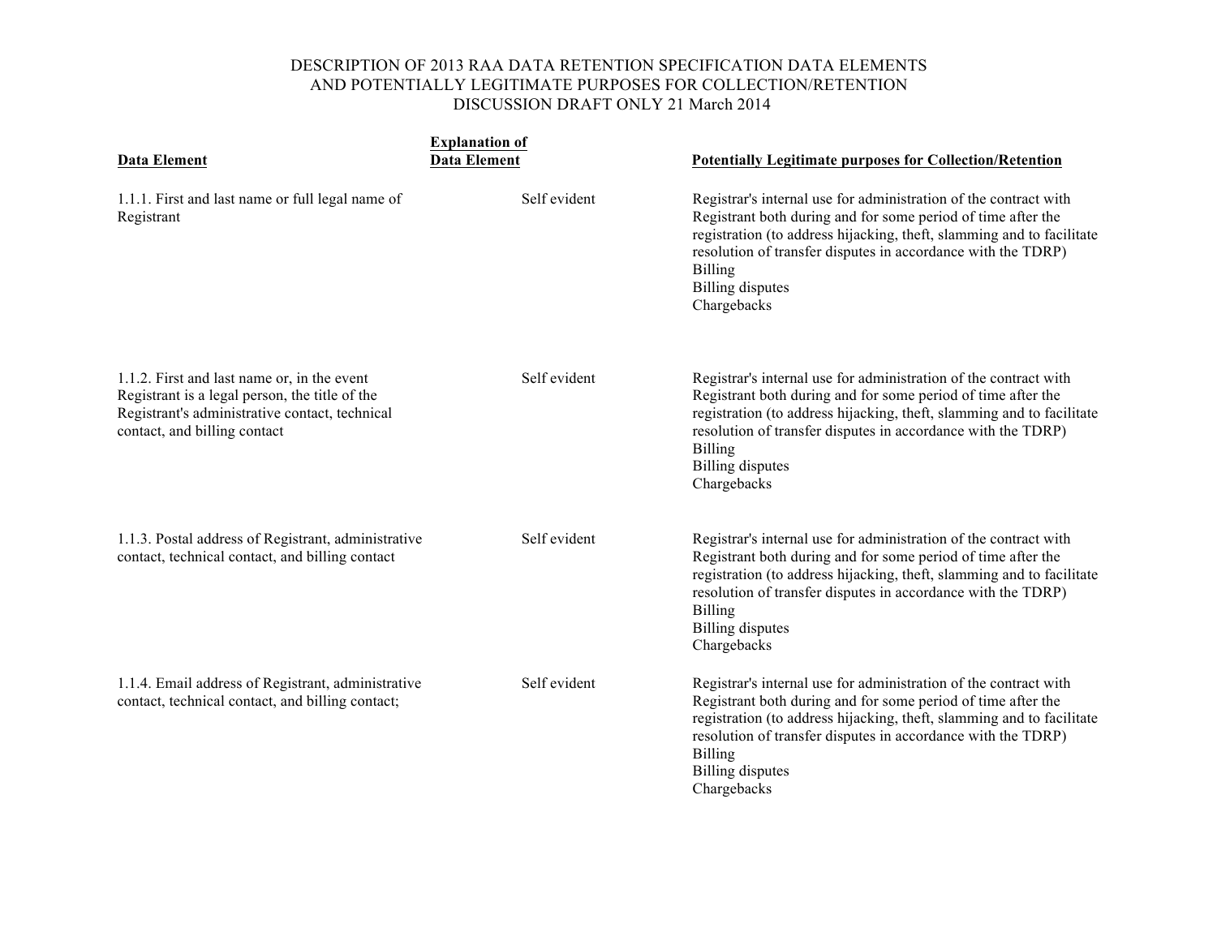# DESCRIPTION OF 2013 RAA DATA RETENTION SPECIFICATION DATA ELEMENTS AND POTENTIALLY LEGITIMATE PURPOSES FOR COLLECTION/RETENTION

DISCUSSION DRAFT ONLY 21 March 2014

| Data Element | Explanation of Data Element | Potentially Legitimate purposes for Collection/Retention |
|---|---|---|
| 1.1.1. First and last name or full legal name of Registrant | Self evident | Registrar's internal use for administration of the contract with Registrant both during and for some period of time after the registration (to address hijacking, theft, slamming and to facilitate resolution of transfer disputes in accordance with the TDRP)<br>Billing<br>Billing disputes<br>Chargebacks |
| 1.1.2. First and last name or, in the event Registrant is a legal person, the title of the Registrant's administrative contact, technical contact, and billing contact | Self evident | Registrar's internal use for administration of the contract with Registrant both during and for some period of time after the registration (to address hijacking, theft, slamming and to facilitate resolution of transfer disputes in accordance with the TDRP)<br>Billing<br>Billing disputes<br>Chargebacks |
| 1.1.3. Postal address of Registrant, administrative contact, technical contact, and billing contact | Self evident | Registrar's internal use for administration of the contract with Registrant both during and for some period of time after the registration (to address hijacking, theft, slamming and to facilitate resolution of transfer disputes in accordance with the TDRP)<br>Billing<br>Billing disputes<br>Chargebacks |
| 1.1.4. Email address of Registrant, administrative contact, technical contact, and billing contact; | Self evident | Registrar's internal use for administration of the contract with Registrant both during and for some period of time after the registration (to address hijacking, theft, slamming and to facilitate resolution of transfer disputes in accordance with the TDRP)<br>Billing<br>Billing disputes<br>Chargebacks |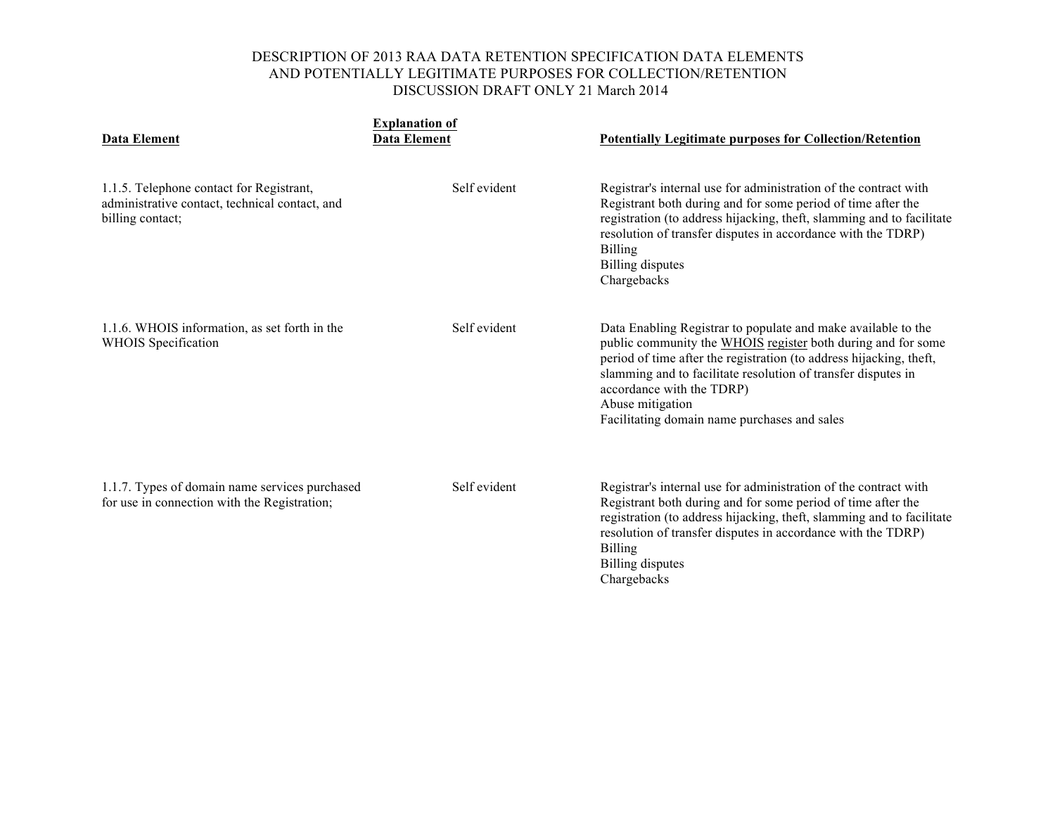DESCRIPTION OF 2013 RAA DATA RETENTION SPECIFICATION DATA ELEMENTS AND POTENTIALLY LEGITIMATE PURPOSES FOR COLLECTION/RETENTION DISCUSSION DRAFT ONLY 21 March 2014

| **Data Element** | **Explanation of Data Element** | **Potentially Legitimate purposes for Collection/Retention** |
|---|---|---|
| 1.1.5. Telephone contact for Registrant, administrative contact, technical contact, and billing contact; | Self evident | Registrar's internal use for administration of the contract with Registrant both during and for some period of time after the registration (to address hijacking, theft, slamming and to facilitate resolution of transfer disputes in accordance with the TDRP)<br>Billing<br>Billing disputes<br>Chargebacks |
| 1.1.6. WHOIS information, as set forth in the WHOIS Specification | Self evident | Data Enabling Registrar to populate and make available to the public community the WHOIS register both during and for some period of time after the registration (to address hijacking, theft, slamming and to facilitate resolution of transfer disputes in accordance with the TDRP)<br>Abuse mitigation<br>Facilitating domain name purchases and sales |
| 1.1.7. Types of domain name services purchased for use in connection with the Registration; | Self evident | Registrar's internal use for administration of the contract with Registrant both during and for some period of time after the registration (to address hijacking, theft, slamming and to facilitate resolution of transfer disputes in accordance with the TDRP)<br>Billing<br>Billing disputes<br>Chargebacks |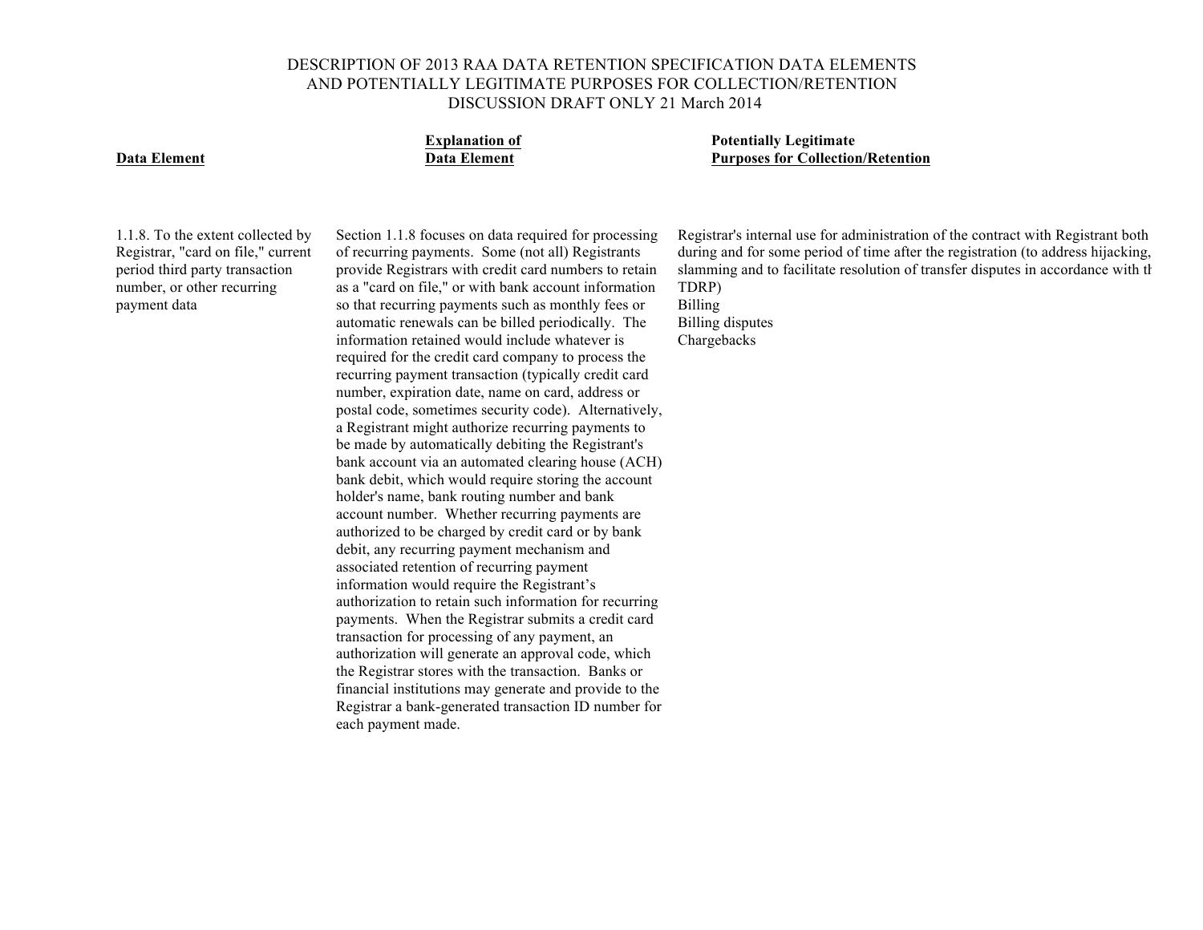DESCRIPTION OF 2013 RAA DATA RETENTION SPECIFICATION DATA ELEMENTS
AND POTENTIALLY LEGITIMATE PURPOSES FOR COLLECTION/RETENTION
DISCUSSION DRAFT ONLY 21 March 2014

| Data Element | Explanation of Data Element | Potentially Legitimate Purposes for Collection/Retention |
| --- | --- | --- |
| 1.1.8. To the extent collected by Registrar, "card on file," current period third party transaction number, or other recurring payment data | Section 1.1.8 focuses on data required for processing of recurring payments. Some (not all) Registrants provide Registrars with credit card numbers to retain as a "card on file," or with bank account information so that recurring payments such as monthly fees or automatic renewals can be billed periodically. The information retained would include whatever is required for the credit card company to process the recurring payment transaction (typically credit card number, expiration date, name on card, address or postal code, sometimes security code). Alternatively, a Registrant might authorize recurring payments to be made by automatically debiting the Registrant's bank account via an automated clearing house (ACH) bank debit, which would require storing the account holder's name, bank routing number and bank account number. Whether recurring payments are authorized to be charged by credit card or by bank debit, any recurring payment mechanism and associated retention of recurring payment information would require the Registrant's authorization to retain such information for recurring payments. When the Registrar submits a credit card transaction for processing of any payment, an authorization will generate an approval code, which the Registrar stores with the transaction. Banks or financial institutions may generate and provide to the Registrar a bank-generated transaction ID number for each payment made. | Registrar's internal use for administration of the contract with Registrant both during and for some period of time after the registration (to address hijacking, slamming and to facilitate resolution of transfer disputes in accordance with th TDRP)<br>Billing<br>Billing disputes<br>Chargebacks |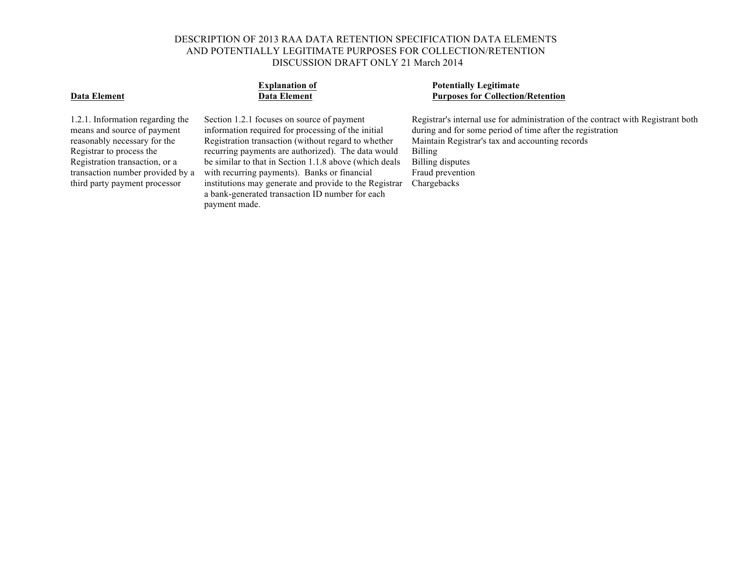DESCRIPTION OF 2013 RAA DATA RETENTION SPECIFICATION DATA ELEMENTS
AND POTENTIALLY LEGITIMATE PURPOSES FOR COLLECTION/RETENTION
DISCUSSION DRAFT ONLY 21 March 2014

| Data Element | Explanation of Data Element | Potentially Legitimate Purposes for Collection/Retention |
|---|---|---|
| 1.2.1. Information regarding the means and source of payment reasonably necessary for the Registrar to process the Registration transaction, or a transaction number provided by a third party payment processor | Section 1.2.1 focuses on source of payment information required for processing of the initial Registration transaction (without regard to whether recurring payments are authorized). The data would be similar to that in Section 1.1.8 above (which deals with recurring payments). Banks or financial institutions may generate and provide to the Registrar a bank-generated transaction ID number for each payment made. | Registrar's internal use for administration of the contract with Registrant both during and for some period of time after the registration<br>Maintain Registrar's tax and accounting records<br>Billing<br>Billing disputes<br>Fraud prevention<br>Chargebacks |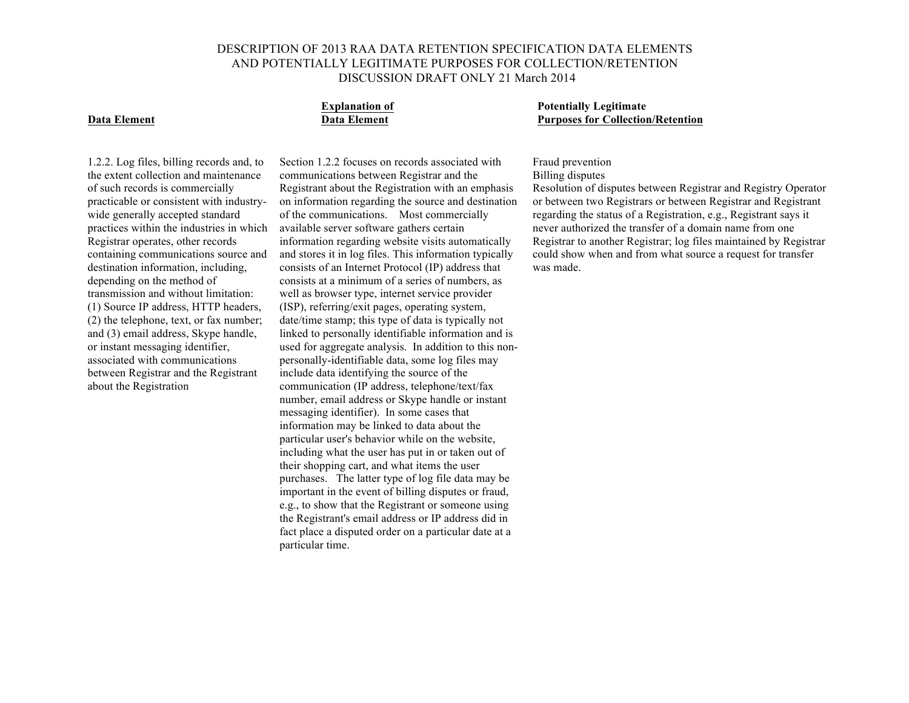DESCRIPTION OF 2013 RAA DATA RETENTION SPECIFICATION DATA ELEMENTS AND POTENTIALLY LEGITIMATE PURPOSES FOR COLLECTION/RETENTION
DISCUSSION DRAFT ONLY 21 March 2014

| Data Element | Explanation of Data Element | Potentially Legitimate Purposes for Collection/Retention |
|---|---|---|
| 1.2.2. Log files, billing records and, to the extent collection and maintenance of such records is commercially practicable or consistent with industry-wide generally accepted standard practices within the industries in which Registrar operates, other records containing communications source and destination information, including, depending on the method of transmission and without limitation: (1) Source IP address, HTTP headers, (2) the telephone, text, or fax number; and (3) email address, Skype handle, or instant messaging identifier, associated with communications between Registrar and the Registrant about the Registration | Section 1.2.2 focuses on records associated with communications between Registrar and the Registrant about the Registration with an emphasis on information regarding the source and destination of the communications. Most commercially available server software gathers certain information regarding website visits automatically and stores it in log files. This information typically consists of an Internet Protocol (IP) address that consists at a minimum of a series of numbers, as well as browser type, internet service provider (ISP), referring/exit pages, operating system, date/time stamp; this type of data is typically not linked to personally identifiable information and is used for aggregate analysis. In addition to this non-personally-identifiable data, some log files may include data identifying the source of the communication (IP address, telephone/text/fax number, email address or Skype handle or instant messaging identifier). In some cases that information may be linked to data about the particular user's behavior while on the website, including what the user has put in or taken out of their shopping cart, and what items the user purchases. The latter type of log file data may be important in the event of billing disputes or fraud, e.g., to show that the Registrant or someone using the Registrant's email address or IP address did in fact place a disputed order on a particular date at a particular time. | Fraud prevention<br>Billing disputes<br>Resolution of disputes between Registrar and Registry Operator or between two Registrars or between Registrar and Registrant regarding the status of a Registration, e.g., Registrant says it never authorized the transfer of a domain name from one Registrar to another Registrar; log files maintained by Registrar could show when and from what source a request for transfer was made. |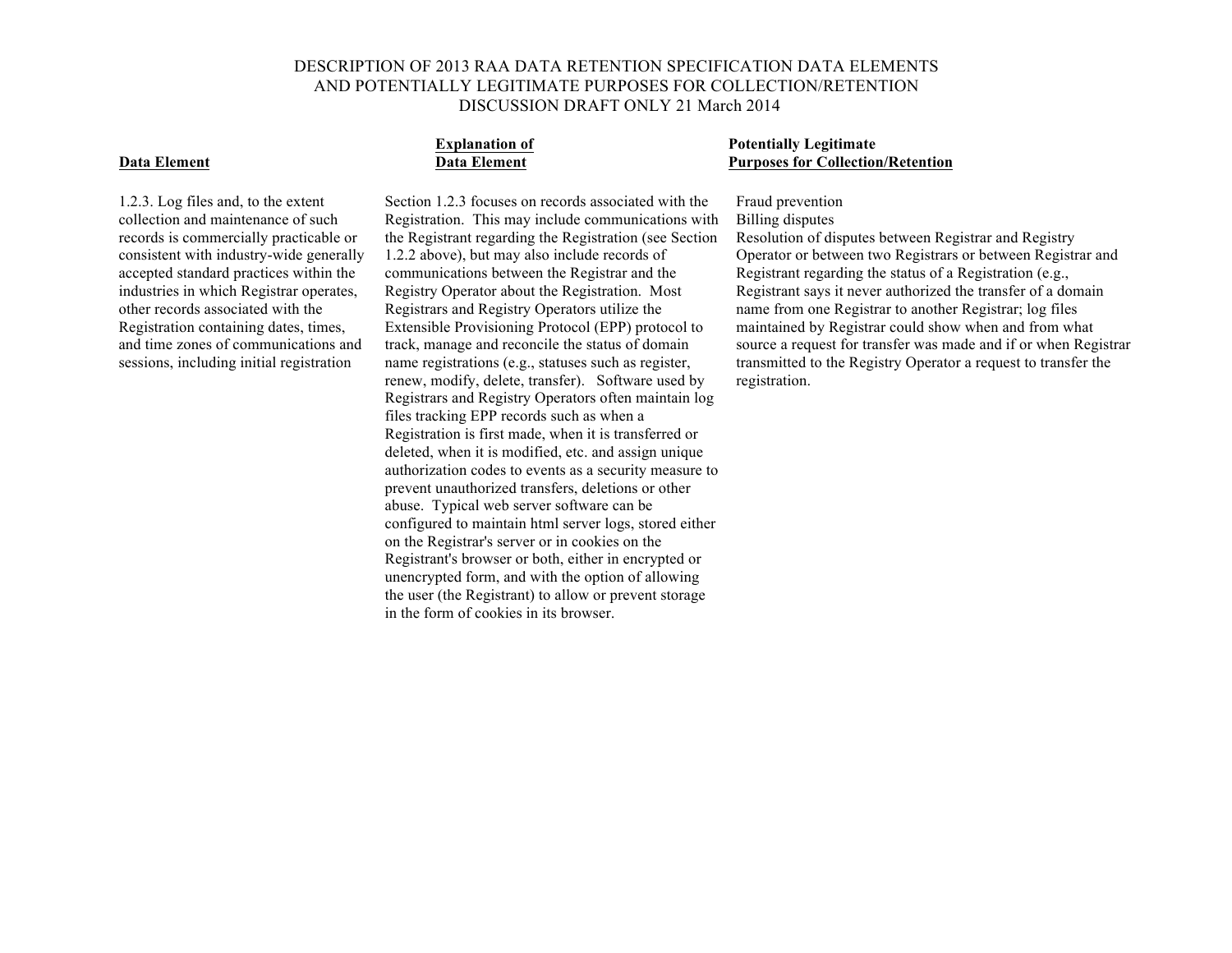DESCRIPTION OF 2013 RAA DATA RETENTION SPECIFICATION DATA ELEMENTS
AND POTENTIALLY LEGITIMATE PURPOSES FOR COLLECTION/RETENTION
DISCUSSION DRAFT ONLY 21 March 2014

| **Data Element** | **Explanation of Data Element** | **Potentially Legitimate Purposes for Collection/Retention** |
|---|---|---|
| 1.2.3. Log files and, to the extent collection and maintenance of such records is commercially practicable or consistent with industry-wide generally accepted standard practices within the industries in which Registrar operates, other records associated with the Registration containing dates, times, and time zones of communications and sessions, including initial registration | Section 1.2.3 focuses on records associated with the Registration. This may include communications with the Registrant regarding the Registration (see Section 1.2.2 above), but may also include records of communications between the Registrar and the Registry Operator about the Registration. Most Registrars and Registry Operators utilize the Extensible Provisioning Protocol (EPP) protocol to track, manage and reconcile the status of domain name registrations (e.g., statuses such as register, renew, modify, delete, transfer). Software used by Registrars and Registry Operators often maintain log files tracking EPP records such as when a Registration is first made, when it is transferred or deleted, when it is modified, etc. and assign unique authorization codes to events as a security measure to prevent unauthorized transfers, deletions or other abuse. Typical web server software can be configured to maintain html server logs, stored either on the Registrar's server or in cookies on the Registrant's browser or both, either in encrypted or unencrypted form, and with the option of allowing the user (the Registrant) to allow or prevent storage in the form of cookies in its browser. | Fraud prevention<br>Billing disputes<br>Resolution of disputes between Registrar and Registry Operator or between two Registrars or between Registrar and Registrant regarding the status of a Registration (e.g., Registrant says it never authorized the transfer of a domain name from one Registrar to another Registrar; log files maintained by Registrar could show when and from what source a request for transfer was made and if or when Registrar transmitted to the Registry Operator a request to transfer the registration. |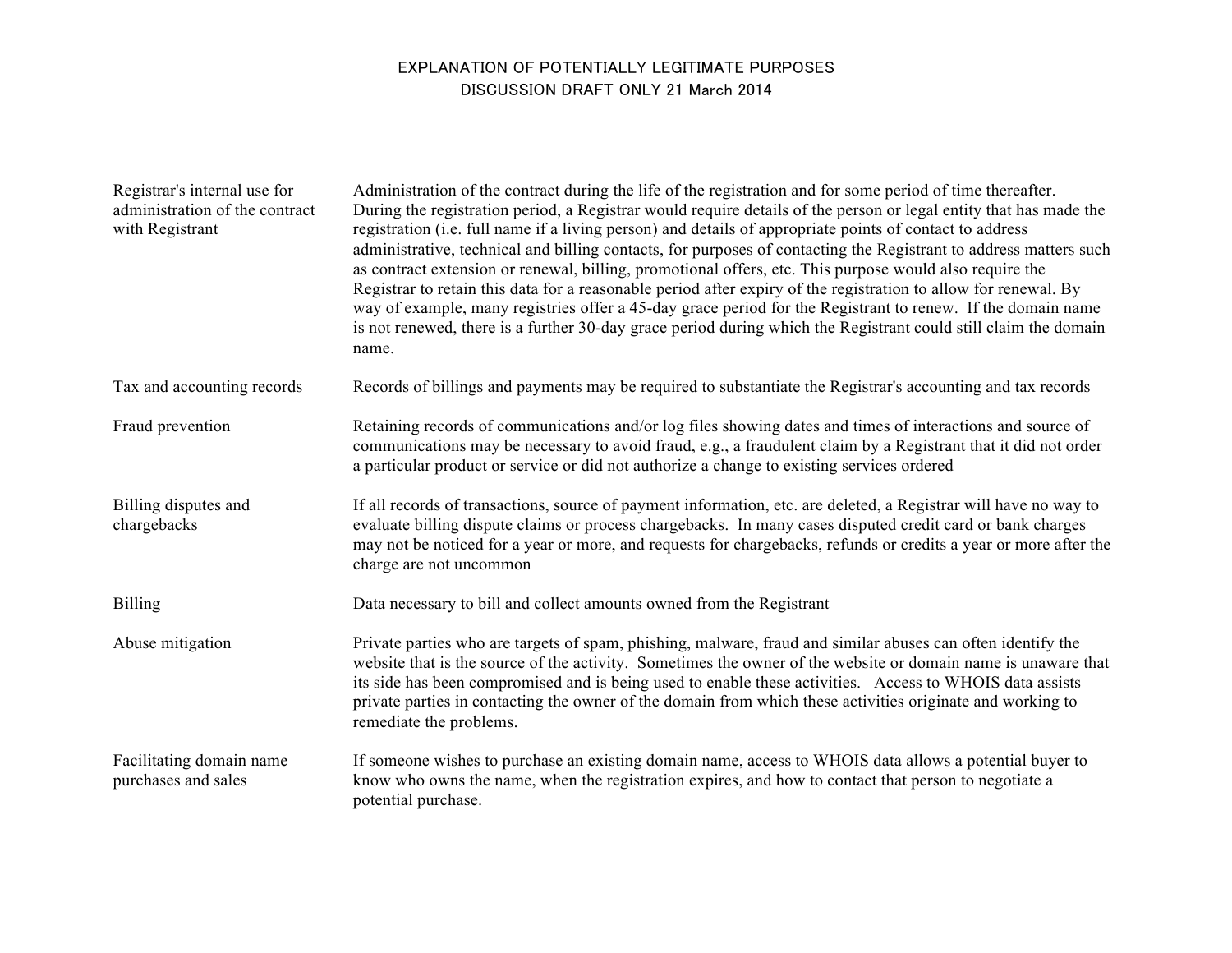# EXPLANATION OF POTENTIALLY LEGITIMATE PURPOSES

DISCUSSION DRAFT ONLY 21 March 2014

| | |
|---|---|
| Registrar's internal use for administration of the contract with Registrant | Administration of the contract during the life of the registration and for some period of time thereafter. During the registration period, a Registrar would require details of the person or legal entity that has made the registration (i.e. full name if a living person) and details of appropriate points of contact to address administrative, technical and billing contacts, for purposes of contacting the Registrant to address matters such as contract extension or renewal, billing, promotional offers, etc. This purpose would also require the Registrar to retain this data for a reasonable period after expiry of the registration to allow for renewal. By way of example, many registries offer a 45-day grace period for the Registrant to renew. If the domain name is not renewed, there is a further 30-day grace period during which the Registrant could still claim the domain name. |
| Tax and accounting records | Records of billings and payments may be required to substantiate the Registrar's accounting and tax records |
| Fraud prevention | Retaining records of communications and/or log files showing dates and times of interactions and source of communications may be necessary to avoid fraud, e.g., a fraudulent claim by a Registrant that it did not order a particular product or service or did not authorize a change to existing services ordered |
| Billing disputes and chargebacks | If all records of transactions, source of payment information, etc. are deleted, a Registrar will have no way to evaluate billing dispute claims or process chargebacks. In many cases disputed credit card or bank charges may not be noticed for a year or more, and requests for chargebacks, refunds or credits a year or more after the charge are not uncommon |
| Billing | Data necessary to bill and collect amounts owned from the Registrant |
| Abuse mitigation | Private parties who are targets of spam, phishing, malware, fraud and similar abuses can often identify the website that is the source of the activity. Sometimes the owner of the website or domain name is unaware that its side has been compromised and is being used to enable these activities. Access to WHOIS data assists private parties in contacting the owner of the domain from which these activities originate and working to remediate the problems. |
| Facilitating domain name purchases and sales | If someone wishes to purchase an existing domain name, access to WHOIS data allows a potential buyer to know who owns the name, when the registration expires, and how to contact that person to negotiate a potential purchase. |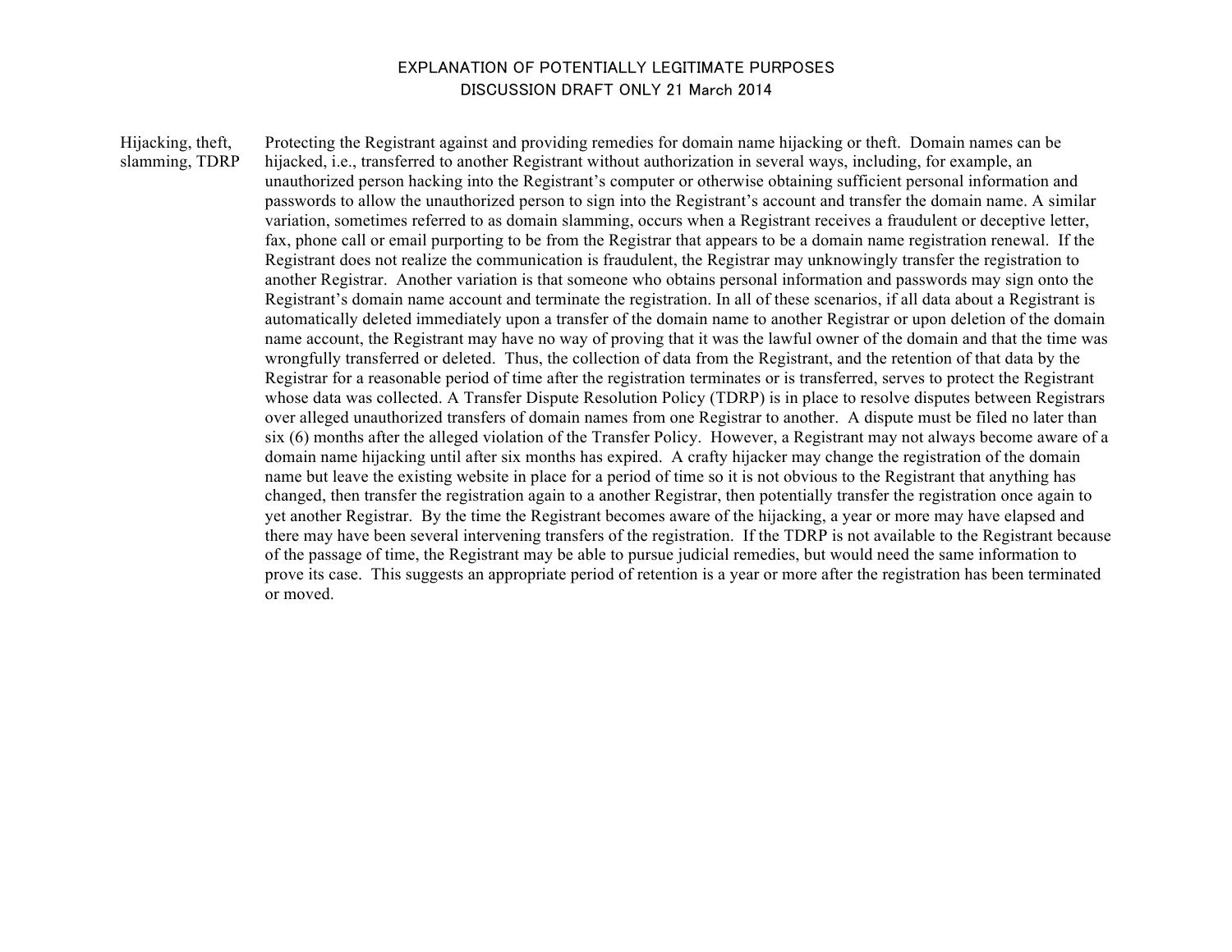EXPLANATION OF POTENTIALLY LEGITIMATE PURPOSES
DISCUSSION DRAFT ONLY 21 March 2014

| | |
|---|---|
| Hijacking, theft, slamming, TDRP | Protecting the Registrant against and providing remedies for domain name hijacking or theft. Domain names can be hijacked, i.e., transferred to another Registrant without authorization in several ways, including, for example, an unauthorized person hacking into the Registrant's computer or otherwise obtaining sufficient personal information and passwords to allow the unauthorized person to sign into the Registrant's account and transfer the domain name. A similar variation, sometimes referred to as domain slamming, occurs when a Registrant receives a fraudulent or deceptive letter, fax, phone call or email purporting to be from the Registrar that appears to be a domain name registration renewal. If the Registrant does not realize the communication is fraudulent, the Registrar may unknowingly transfer the registration to another Registrar. Another variation is that someone who obtains personal information and passwords may sign onto the Registrant's domain name account and terminate the registration. In all of these scenarios, if all data about a Registrant is automatically deleted immediately upon a transfer of the domain name to another Registrar or upon deletion of the domain name account, the Registrant may have no way of proving that it was the lawful owner of the domain and that the time was wrongfully transferred or deleted. Thus, the collection of data from the Registrant, and the retention of that data by the Registrar for a reasonable period of time after the registration terminates or is transferred, serves to protect the Registrant whose data was collected. A Transfer Dispute Resolution Policy (TDRP) is in place to resolve disputes between Registrars over alleged unauthorized transfers of domain names from one Registrar to another. A dispute must be filed no later than six (6) months after the alleged violation of the Transfer Policy. However, a Registrant may not always become aware of a domain name hijacking until after six months has expired. A crafty hijacker may change the registration of the domain name but leave the existing website in place for a period of time so it is not obvious to the Registrant that anything has changed, then transfer the registration again to a another Registrar, then potentially transfer the registration once again to yet another Registrar. By the time the Registrant becomes aware of the hijacking, a year or more may have elapsed and there may have been several intervening transfers of the registration. If the TDRP is not available to the Registrant because of the passage of time, the Registrant may be able to pursue judicial remedies, but would need the same information to prove its case. This suggests an appropriate period of retention is a year or more after the registration has been terminated or moved. |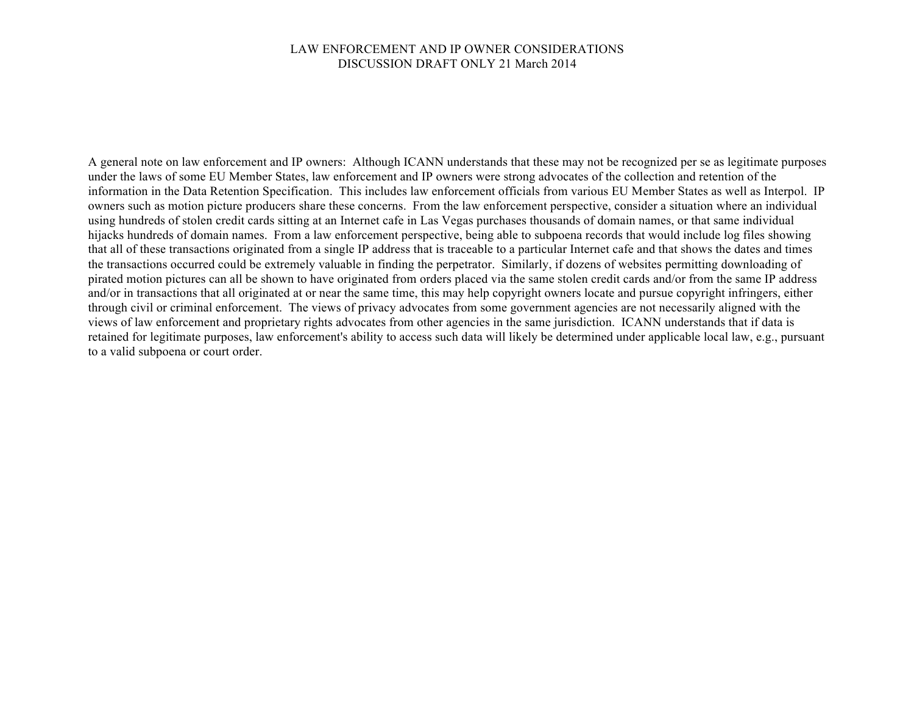LAW ENFORCEMENT AND IP OWNER CONSIDERATIONS
DISCUSSION DRAFT ONLY 21 March 2014

A general note on law enforcement and IP owners: Although ICANN understands that these may not be recognized per se as legitimate purposes under the laws of some EU Member States, law enforcement and IP owners were strong advocates of the collection and retention of the information in the Data Retention Specification. This includes law enforcement officials from various EU Member States as well as Interpol. IP owners such as motion picture producers share these concerns. From the law enforcement perspective, consider a situation where an individual using hundreds of stolen credit cards sitting at an Internet cafe in Las Vegas purchases thousands of domain names, or that same individual hijacks hundreds of domain names. From a law enforcement perspective, being able to subpoena records that would include log files showing that all of these transactions originated from a single IP address that is traceable to a particular Internet cafe and that shows the dates and times the transactions occurred could be extremely valuable in finding the perpetrator. Similarly, if dozens of websites permitting downloading of pirated motion pictures can all be shown to have originated from orders placed via the same stolen credit cards and/or from the same IP address and/or in transactions that all originated at or near the same time, this may help copyright owners locate and pursue copyright infringers, either through civil or criminal enforcement. The views of privacy advocates from some government agencies are not necessarily aligned with the views of law enforcement and proprietary rights advocates from other agencies in the same jurisdiction. ICANN understands that if data is retained for legitimate purposes, law enforcement's ability to access such data will likely be determined under applicable local law, e.g., pursuant to a valid subpoena or court order.